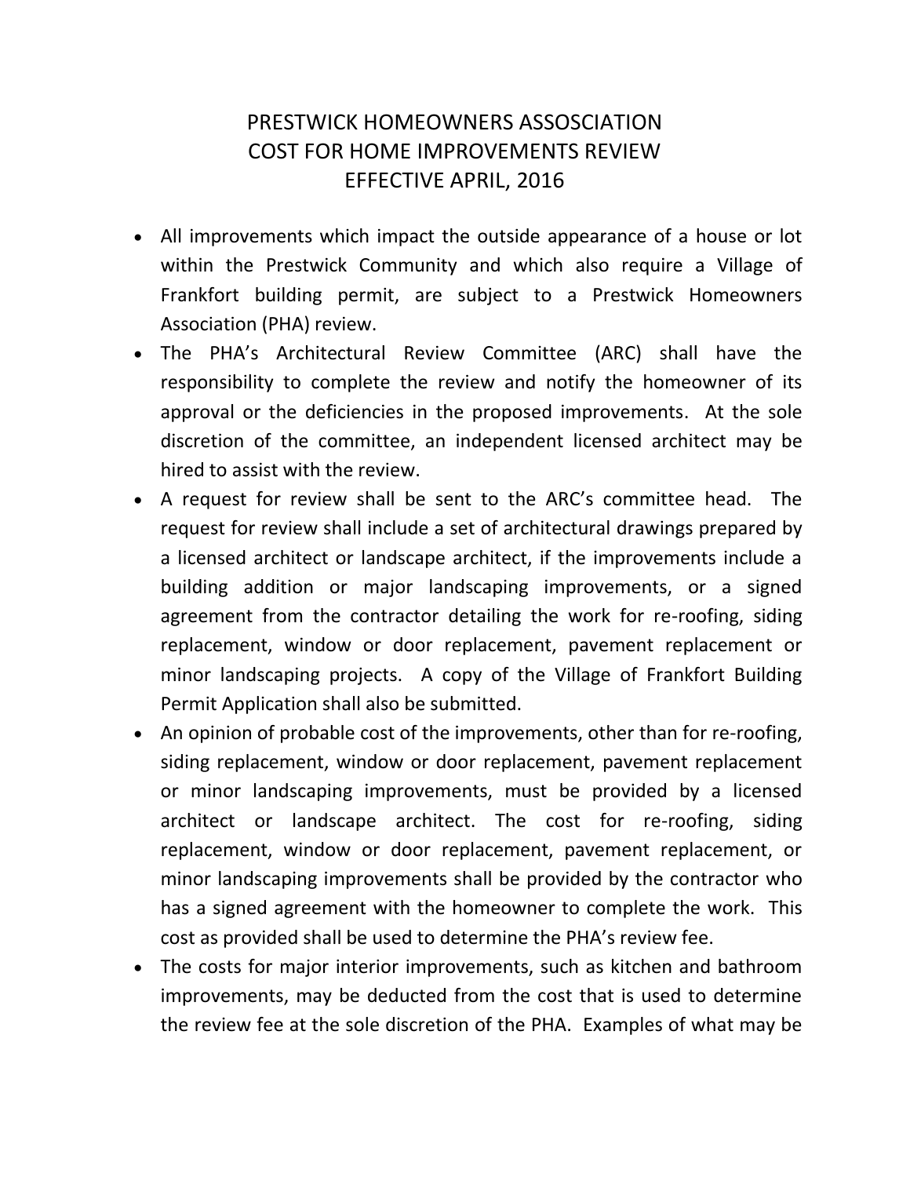# PRESTWICK HOMEOWNERS ASSOSCIATION
# COST FOR HOME IMPROVEMENTS REVIEW
# EFFECTIVE APRIL, 2016

- All improvements which impact the outside appearance of a house or lot within the Prestwick Community and which also require a Village of Frankfort building permit, are subject to a Prestwick Homeowners Association (PHA) review.
- The PHA's Architectural Review Committee (ARC) shall have the responsibility to complete the review and notify the homeowner of its approval or the deficiencies in the proposed improvements. At the sole discretion of the committee, an independent licensed architect may be hired to assist with the review.
- A request for review shall be sent to the ARC's committee head. The request for review shall include a set of architectural drawings prepared by a licensed architect or landscape architect, if the improvements include a building addition or major landscaping improvements, or a signed agreement from the contractor detailing the work for re-roofing, siding replacement, window or door replacement, pavement replacement or minor landscaping projects. A copy of the Village of Frankfort Building Permit Application shall also be submitted.
- An opinion of probable cost of the improvements, other than for re-roofing, siding replacement, window or door replacement, pavement replacement or minor landscaping improvements, must be provided by a licensed architect or landscape architect. The cost for re-roofing, siding replacement, window or door replacement, pavement replacement, or minor landscaping improvements shall be provided by the contractor who has a signed agreement with the homeowner to complete the work. This cost as provided shall be used to determine the PHA's review fee.
- The costs for major interior improvements, such as kitchen and bathroom improvements, may be deducted from the cost that is used to determine the review fee at the sole discretion of the PHA. Examples of what may be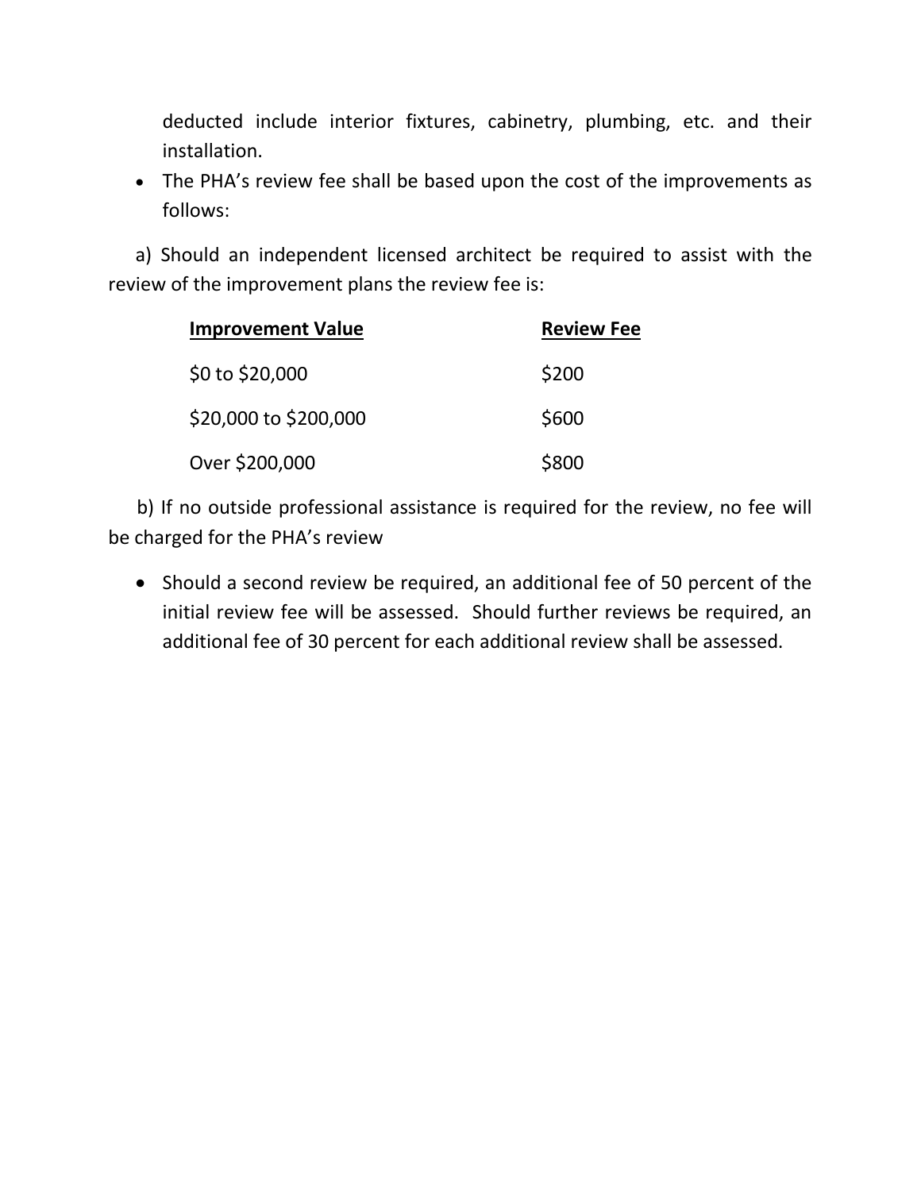deducted include interior fixtures, cabinetry, plumbing, etc. and their installation.

- The PHA's review fee shall be based upon the cost of the improvements as follows:

a) Should an independent licensed architect be required to assist with the review of the improvement plans the review fee is:

| Improvement Value | Review Fee |
|---|---|
| $0 to $20,000 | $200 |
| $20,000 to $200,000 | $600 |
| Over $200,000 | $800 |

b) If no outside professional assistance is required for the review, no fee will be charged for the PHA's review

- Should a second review be required, an additional fee of 50 percent of the initial review fee will be assessed. Should further reviews be required, an additional fee of 30 percent for each additional review shall be assessed.